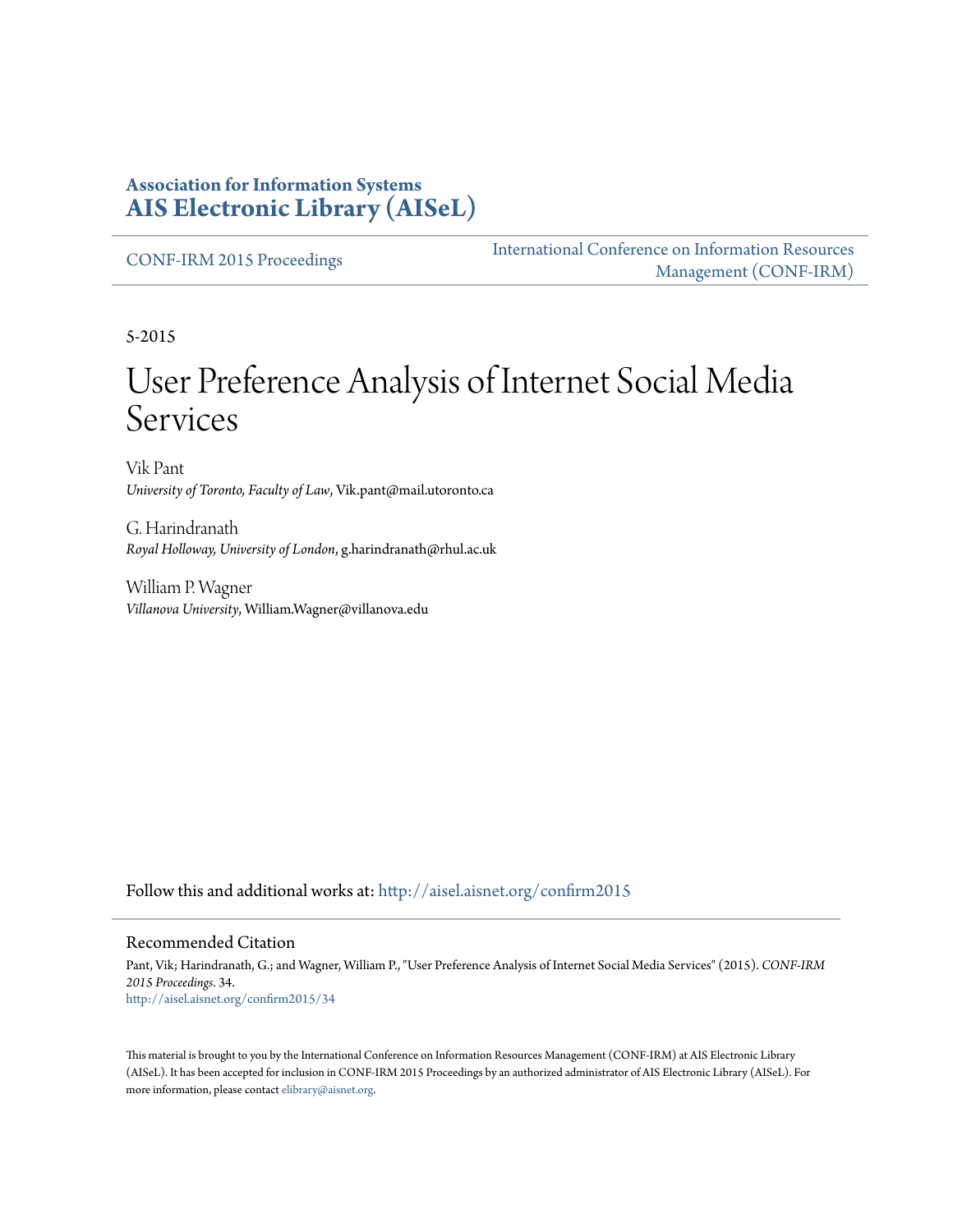**Association for Information Systems**
**AIS Electronic Library (AISeL)**

CONF-IRM 2015 Proceedings

International Conference on Information Resources Management (CONF-IRM)

5-2015

# User Preference Analysis of Internet Social Media Services

Vik Pant
*University of Toronto, Faculty of Law*, Vik.pant@mail.utoronto.ca

G. Harindranath
*Royal Holloway, University of London*, g.harindranath@rhul.ac.uk

William P. Wagner
*Villanova University*, William.Wagner@villanova.edu

Follow this and additional works at: http://aisel.aisnet.org/confirm2015

## Recommended Citation

Pant, Vik; Harindranath, G.; and Wagner, William P., "User Preference Analysis of Internet Social Media Services" (2015). *CONF-IRM 2015 Proceedings*. 34.
http://aisel.aisnet.org/confirm2015/34

This material is brought to you by the International Conference on Information Resources Management (CONF-IRM) at AIS Electronic Library (AISeL). It has been accepted for inclusion in CONF-IRM 2015 Proceedings by an authorized administrator of AIS Electronic Library (AISeL). For more information, please contact elibrary@aisnet.org.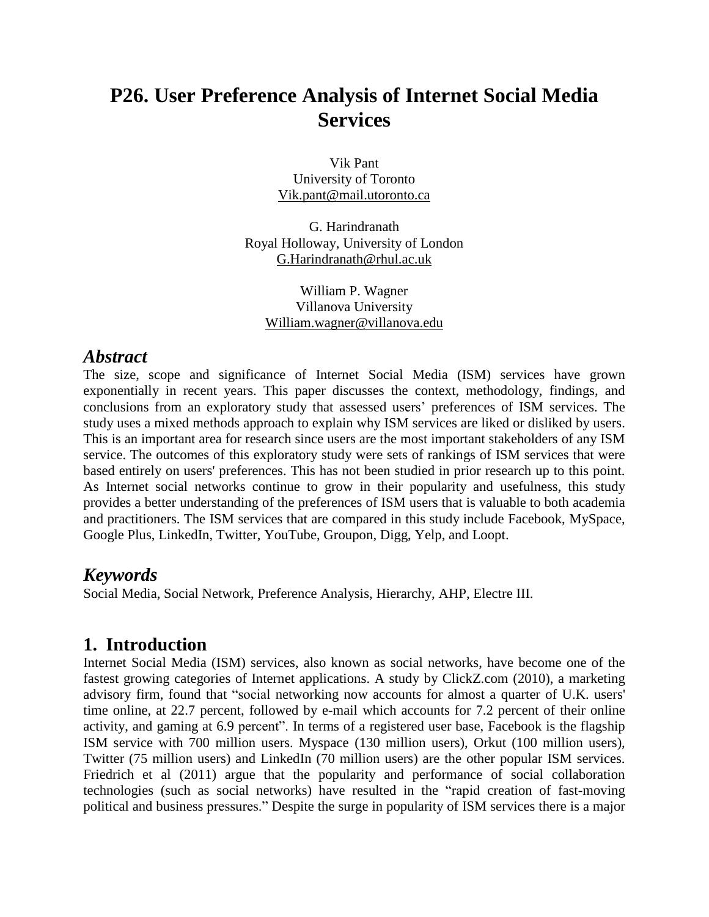# P26. User Preference Analysis of Internet Social Media Services

Vik Pant
University of Toronto
Vik.pant@mail.utoronto.ca

G. Harindranath
Royal Holloway, University of London
G.Harindranath@rhul.ac.uk

William P. Wagner
Villanova University
William.wagner@villanova.edu

## *Abstract*

The size, scope and significance of Internet Social Media (ISM) services have grown exponentially in recent years. This paper discusses the context, methodology, findings, and conclusions from an exploratory study that assessed users' preferences of ISM services. The study uses a mixed methods approach to explain why ISM services are liked or disliked by users. This is an important area for research since users are the most important stakeholders of any ISM service. The outcomes of this exploratory study were sets of rankings of ISM services that were based entirely on users' preferences. This has not been studied in prior research up to this point. As Internet social networks continue to grow in their popularity and usefulness, this study provides a better understanding of the preferences of ISM users that is valuable to both academia and practitioners. The ISM services that are compared in this study include Facebook, MySpace, Google Plus, LinkedIn, Twitter, YouTube, Groupon, Digg, Yelp, and Loopt.

## *Keywords*

Social Media, Social Network, Preference Analysis, Hierarchy, AHP, Electre III.

## 1. Introduction

Internet Social Media (ISM) services, also known as social networks, have become one of the fastest growing categories of Internet applications. A study by ClickZ.com (2010), a marketing advisory firm, found that "social networking now accounts for almost a quarter of U.K. users' time online, at 22.7 percent, followed by e-mail which accounts for 7.2 percent of their online activity, and gaming at 6.9 percent". In terms of a registered user base, Facebook is the flagship ISM service with 700 million users. Myspace (130 million users), Orkut (100 million users), Twitter (75 million users) and LinkedIn (70 million users) are the other popular ISM services. Friedrich et al (2011) argue that the popularity and performance of social collaboration technologies (such as social networks) have resulted in the "rapid creation of fast-moving political and business pressures." Despite the surge in popularity of ISM services there is a major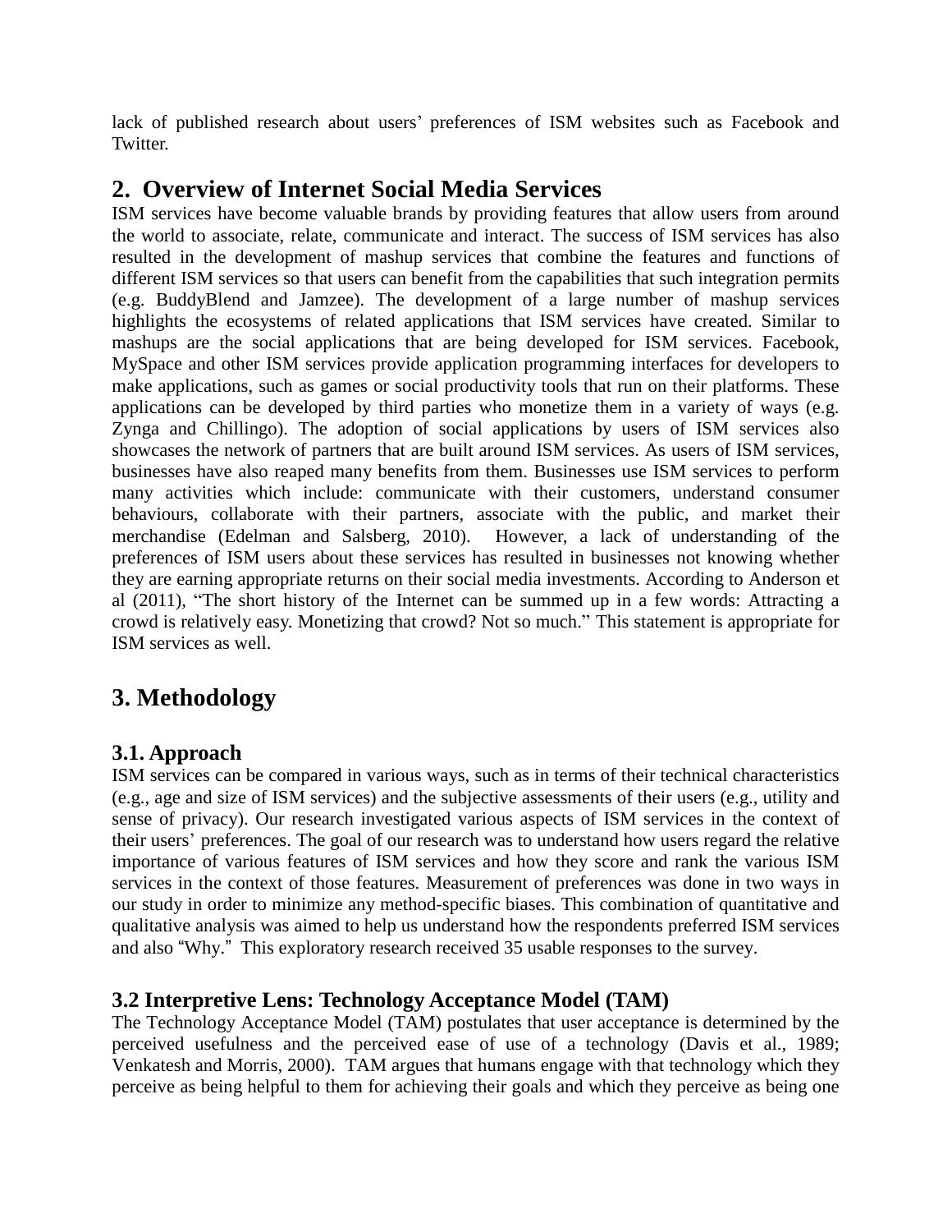lack of published research about users' preferences of ISM websites such as Facebook and Twitter.

## 2. Overview of Internet Social Media Services

ISM services have become valuable brands by providing features that allow users from around the world to associate, relate, communicate and interact. The success of ISM services has also resulted in the development of mashup services that combine the features and functions of different ISM services so that users can benefit from the capabilities that such integration permits (e.g. BuddyBlend and Jamzee). The development of a large number of mashup services highlights the ecosystems of related applications that ISM services have created. Similar to mashups are the social applications that are being developed for ISM services. Facebook, MySpace and other ISM services provide application programming interfaces for developers to make applications, such as games or social productivity tools that run on their platforms. These applications can be developed by third parties who monetize them in a variety of ways (e.g. Zynga and Chillingo). The adoption of social applications by users of ISM services also showcases the network of partners that are built around ISM services. As users of ISM services, businesses have also reaped many benefits from them. Businesses use ISM services to perform many activities which include: communicate with their customers, understand consumer behaviours, collaborate with their partners, associate with the public, and market their merchandise (Edelman and Salsberg, 2010). However, a lack of understanding of the preferences of ISM users about these services has resulted in businesses not knowing whether they are earning appropriate returns on their social media investments. According to Anderson et al (2011), "The short history of the Internet can be summed up in a few words: Attracting a crowd is relatively easy. Monetizing that crowd? Not so much." This statement is appropriate for ISM services as well.

## 3. Methodology

### 3.1. Approach

ISM services can be compared in various ways, such as in terms of their technical characteristics (e.g., age and size of ISM services) and the subjective assessments of their users (e.g., utility and sense of privacy). Our research investigated various aspects of ISM services in the context of their users' preferences. The goal of our research was to understand how users regard the relative importance of various features of ISM services and how they score and rank the various ISM services in the context of those features. Measurement of preferences was done in two ways in our study in order to minimize any method-specific biases. This combination of quantitative and qualitative analysis was aimed to help us understand how the respondents preferred ISM services and also "Why." This exploratory research received 35 usable responses to the survey.

### 3.2 Interpretive Lens: Technology Acceptance Model (TAM)

The Technology Acceptance Model (TAM) postulates that user acceptance is determined by the perceived usefulness and the perceived ease of use of a technology (Davis et al., 1989; Venkatesh and Morris, 2000). TAM argues that humans engage with that technology which they perceive as being helpful to them for achieving their goals and which they perceive as being one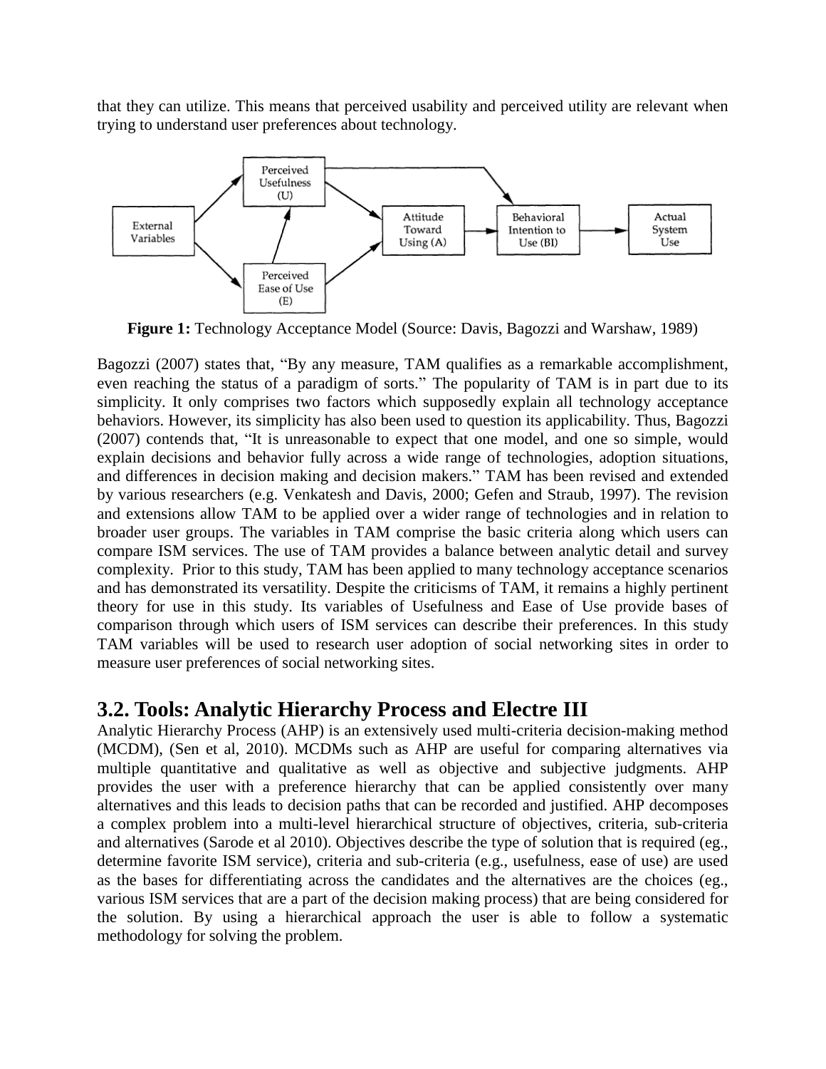that they can utilize. This means that perceived usability and perceived utility are relevant when trying to understand user preferences about technology.

**Figure 1:** Technology Acceptance Model (Source: Davis, Bagozzi and Warshaw, 1989)

Bagozzi (2007) states that, "By any measure, TAM qualifies as a remarkable accomplishment, even reaching the status of a paradigm of sorts." The popularity of TAM is in part due to its simplicity. It only comprises two factors which supposedly explain all technology acceptance behaviors. However, its simplicity has also been used to question its applicability. Thus, Bagozzi (2007) contends that, "It is unreasonable to expect that one model, and one so simple, would explain decisions and behavior fully across a wide range of technologies, adoption situations, and differences in decision making and decision makers." TAM has been revised and extended by various researchers (e.g. Venkatesh and Davis, 2000; Gefen and Straub, 1997). The revision and extensions allow TAM to be applied over a wider range of technologies and in relation to broader user groups. The variables in TAM comprise the basic criteria along which users can compare ISM services. The use of TAM provides a balance between analytic detail and survey complexity. Prior to this study, TAM has been applied to many technology acceptance scenarios and has demonstrated its versatility. Despite the criticisms of TAM, it remains a highly pertinent theory for use in this study. Its variables of Usefulness and Ease of Use provide bases of comparison through which users of ISM services can describe their preferences. In this study TAM variables will be used to research user adoption of social networking sites in order to measure user preferences of social networking sites.

## 3.2. Tools: Analytic Hierarchy Process and Electre III

Analytic Hierarchy Process (AHP) is an extensively used multi-criteria decision-making method (MCDM), (Sen et al, 2010). MCDMs such as AHP are useful for comparing alternatives via multiple quantitative and qualitative as well as objective and subjective judgments. AHP provides the user with a preference hierarchy that can be applied consistently over many alternatives and this leads to decision paths that can be recorded and justified. AHP decomposes a complex problem into a multi-level hierarchical structure of objectives, criteria, sub-criteria and alternatives (Sarode et al 2010). Objectives describe the type of solution that is required (eg., determine favorite ISM service), criteria and sub-criteria (e.g., usefulness, ease of use) are used as the bases for differentiating across the candidates and the alternatives are the choices (eg., various ISM services that are a part of the decision making process) that are being considered for the solution. By using a hierarchical approach the user is able to follow a systematic methodology for solving the problem.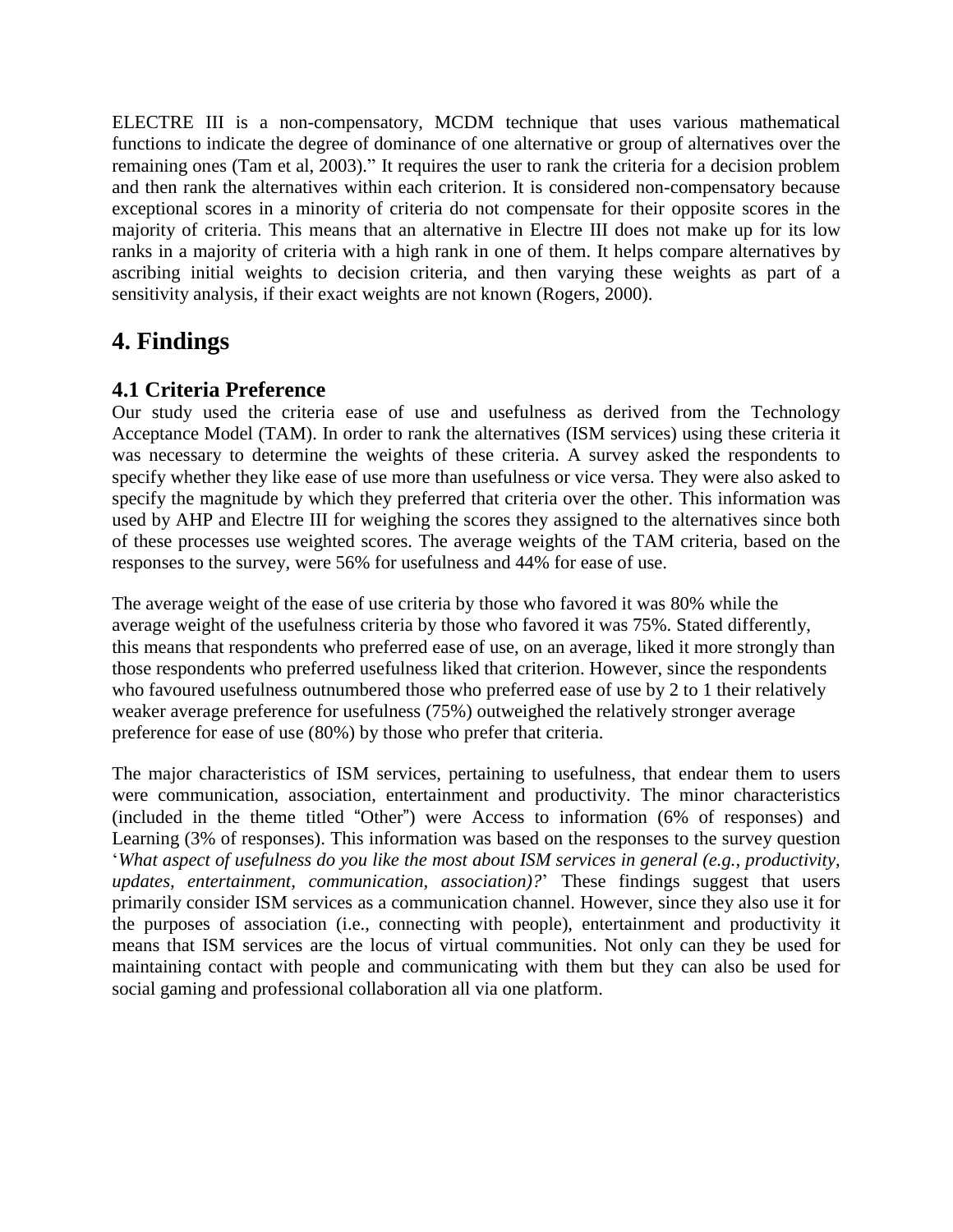ELECTRE III is a non-compensatory, MCDM technique that uses various mathematical functions to indicate the degree of dominance of one alternative or group of alternatives over the remaining ones (Tam et al, 2003)." It requires the user to rank the criteria for a decision problem and then rank the alternatives within each criterion. It is considered non-compensatory because exceptional scores in a minority of criteria do not compensate for their opposite scores in the majority of criteria. This means that an alternative in Electre III does not make up for its low ranks in a majority of criteria with a high rank in one of them. It helps compare alternatives by ascribing initial weights to decision criteria, and then varying these weights as part of a sensitivity analysis, if their exact weights are not known (Rogers, 2000).

# 4. Findings

## 4.1 Criteria Preference

Our study used the criteria ease of use and usefulness as derived from the Technology Acceptance Model (TAM). In order to rank the alternatives (ISM services) using these criteria it was necessary to determine the weights of these criteria. A survey asked the respondents to specify whether they like ease of use more than usefulness or vice versa. They were also asked to specify the magnitude by which they preferred that criteria over the other. This information was used by AHP and Electre III for weighing the scores they assigned to the alternatives since both of these processes use weighted scores. The average weights of the TAM criteria, based on the responses to the survey, were 56% for usefulness and 44% for ease of use.

The average weight of the ease of use criteria by those who favored it was 80% while the average weight of the usefulness criteria by those who favored it was 75%. Stated differently, this means that respondents who preferred ease of use, on an average, liked it more strongly than those respondents who preferred usefulness liked that criterion. However, since the respondents who favoured usefulness outnumbered those who preferred ease of use by 2 to 1 their relatively weaker average preference for usefulness (75%) outweighed the relatively stronger average preference for ease of use (80%) by those who prefer that criteria.

The major characteristics of ISM services, pertaining to usefulness, that endear them to users were communication, association, entertainment and productivity. The minor characteristics (included in the theme titled "Other") were Access to information (6% of responses) and Learning (3% of responses). This information was based on the responses to the survey question '*What aspect of usefulness do you like the most about ISM services in general (e.g., productivity, updates, entertainment, communication, association)?*' These findings suggest that users primarily consider ISM services as a communication channel. However, since they also use it for the purposes of association (i.e., connecting with people), entertainment and productivity it means that ISM services are the locus of virtual communities. Not only can they be used for maintaining contact with people and communicating with them but they can also be used for social gaming and professional collaboration all via one platform.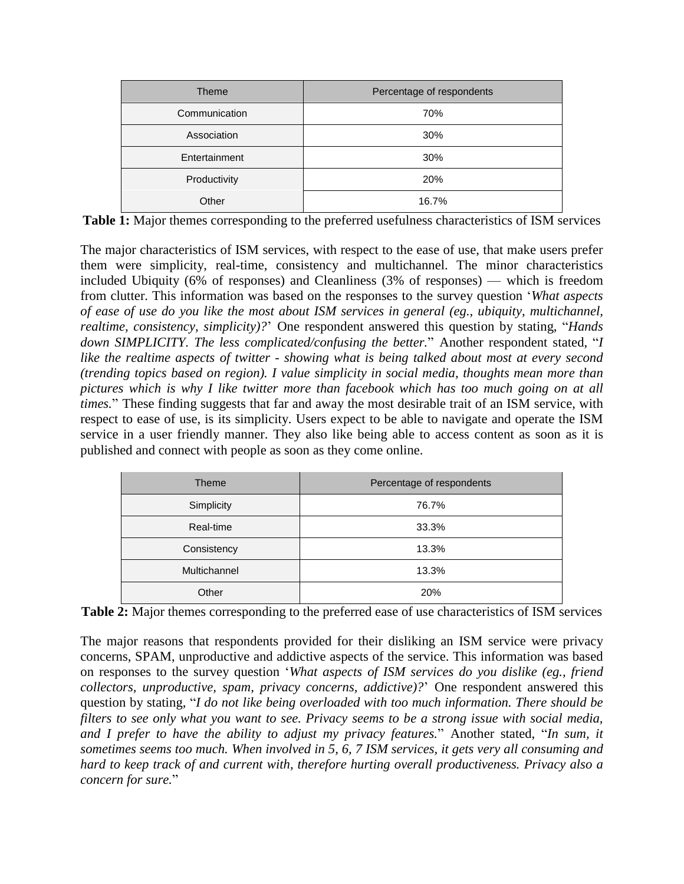| Theme | Percentage of respondents |
|---|---|
| Communication | 70% |
| Association | 30% |
| Entertainment | 30% |
| Productivity | 20% |
| Other | 16.7% |

**Table 1:** Major themes corresponding to the preferred usefulness characteristics of ISM services

The major characteristics of ISM services, with respect to the ease of use, that make users prefer them were simplicity, real-time, consistency and multichannel. The minor characteristics included Ubiquity (6% of responses) and Cleanliness (3% of responses) — which is freedom from clutter. This information was based on the responses to the survey question '*What aspects of ease of use do you like the most about ISM services in general (eg., ubiquity, multichannel, realtime, consistency, simplicity)?*' One respondent answered this question by stating, "*Hands down SIMPLICITY. The less complicated/confusing the better.*" Another respondent stated, "*I like the realtime aspects of twitter - showing what is being talked about most at every second (trending topics based on region). I value simplicity in social media, thoughts mean more than pictures which is why I like twitter more than facebook which has too much going on at all times.*" These finding suggests that far and away the most desirable trait of an ISM service, with respect to ease of use, is its simplicity. Users expect to be able to navigate and operate the ISM service in a user friendly manner. They also like being able to access content as soon as it is published and connect with people as soon as they come online.

| Theme | Percentage of respondents |
|---|---|
| Simplicity | 76.7% |
| Real-time | 33.3% |
| Consistency | 13.3% |
| Multichannel | 13.3% |
| Other | 20% |

**Table 2:** Major themes corresponding to the preferred ease of use characteristics of ISM services

The major reasons that respondents provided for their disliking an ISM service were privacy concerns, SPAM, unproductive and addictive aspects of the service. This information was based on responses to the survey question '*What aspects of ISM services do you dislike (eg., friend collectors, unproductive, spam, privacy concerns, addictive)?*' One respondent answered this question by stating, "*I do not like being overloaded with too much information. There should be filters to see only what you want to see. Privacy seems to be a strong issue with social media, and I prefer to have the ability to adjust my privacy features.*" Another stated, "*In sum, it sometimes seems too much. When involved in 5, 6, 7 ISM services, it gets very all consuming and hard to keep track of and current with, therefore hurting overall productiveness. Privacy also a concern for sure.*"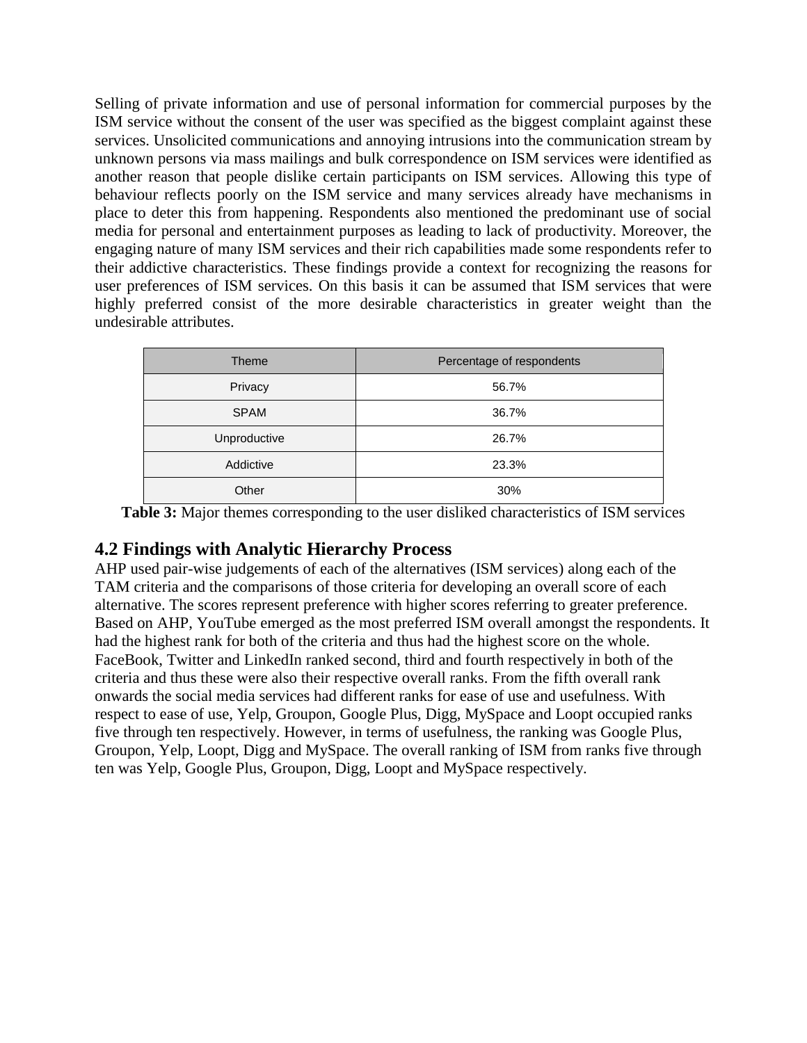Selling of private information and use of personal information for commercial purposes by the ISM service without the consent of the user was specified as the biggest complaint against these services. Unsolicited communications and annoying intrusions into the communication stream by unknown persons via mass mailings and bulk correspondence on ISM services were identified as another reason that people dislike certain participants on ISM services. Allowing this type of behaviour reflects poorly on the ISM service and many services already have mechanisms in place to deter this from happening. Respondents also mentioned the predominant use of social media for personal and entertainment purposes as leading to lack of productivity. Moreover, the engaging nature of many ISM services and their rich capabilities made some respondents refer to their addictive characteristics. These findings provide a context for recognizing the reasons for user preferences of ISM services. On this basis it can be assumed that ISM services that were highly preferred consist of the more desirable characteristics in greater weight than the undesirable attributes.

| Theme | Percentage of respondents |
| --- | --- |
| Privacy | 56.7% |
| SPAM | 36.7% |
| Unproductive | 26.7% |
| Addictive | 23.3% |
| Other | 30% |

**Table 3:** Major themes corresponding to the user disliked characteristics of ISM services

## 4.2 Findings with Analytic Hierarchy Process

AHP used pair-wise judgements of each of the alternatives (ISM services) along each of the TAM criteria and the comparisons of those criteria for developing an overall score of each alternative. The scores represent preference with higher scores referring to greater preference. Based on AHP, YouTube emerged as the most preferred ISM overall amongst the respondents. It had the highest rank for both of the criteria and thus had the highest score on the whole. FaceBook, Twitter and LinkedIn ranked second, third and fourth respectively in both of the criteria and thus these were also their respective overall ranks. From the fifth overall rank onwards the social media services had different ranks for ease of use and usefulness. With respect to ease of use, Yelp, Groupon, Google Plus, Digg, MySpace and Loopt occupied ranks five through ten respectively. However, in terms of usefulness, the ranking was Google Plus, Groupon, Yelp, Loopt, Digg and MySpace. The overall ranking of ISM from ranks five through ten was Yelp, Google Plus, Groupon, Digg, Loopt and MySpace respectively.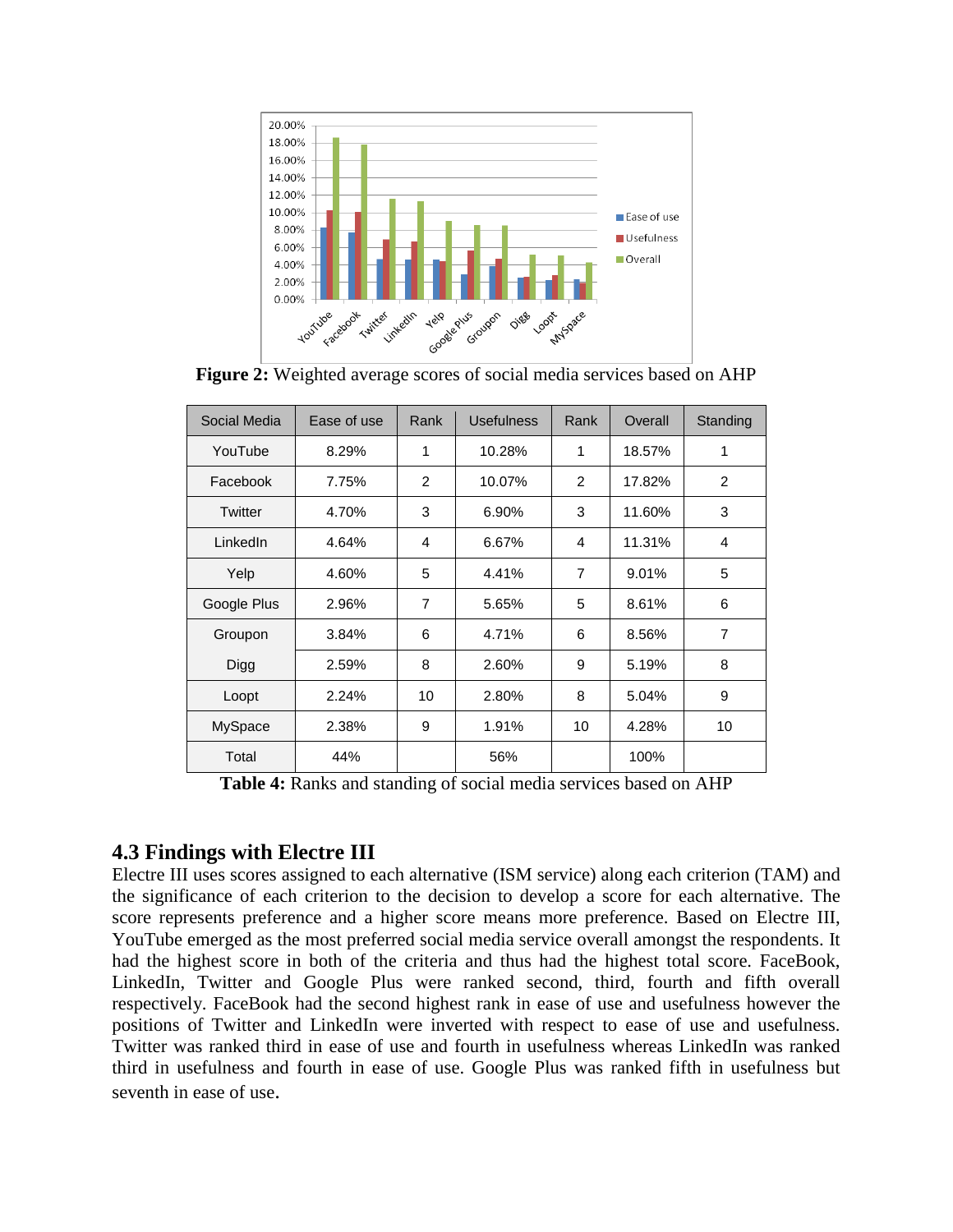**Figure 2:** Weighted average scores of social media services based on AHP

| Social Media | Ease of use | Rank | Usefulness | Rank | Overall | Standing |
|---|---|---|---|---|---|---|
| YouTube | 8.29% | 1 | 10.28% | 1 | 18.57% | 1 |
| Facebook | 7.75% | 2 | 10.07% | 2 | 17.82% | 2 |
| Twitter | 4.70% | 3 | 6.90% | 3 | 11.60% | 3 |
| LinkedIn | 4.64% | 4 | 6.67% | 4 | 11.31% | 4 |
| Yelp | 4.60% | 5 | 4.41% | 7 | 9.01% | 5 |
| Google Plus | 2.96% | 7 | 5.65% | 5 | 8.61% | 6 |
| Groupon | 3.84% | 6 | 4.71% | 6 | 8.56% | 7 |
| Digg | 2.59% | 8 | 2.60% | 9 | 5.19% | 8 |
| Loopt | 2.24% | 10 | 2.80% | 8 | 5.04% | 9 |
| MySpace | 2.38% | 9 | 1.91% | 10 | 4.28% | 10 |
| Total | 44% | | 56% | | 100% | |

**Table 4:** Ranks and standing of social media services based on AHP

### 4.3 Findings with Electre III

Electre III uses scores assigned to each alternative (ISM service) along each criterion (TAM) and the significance of each criterion to the decision to develop a score for each alternative. The score represents preference and a higher score means more preference. Based on Electre III, YouTube emerged as the most preferred social media service overall amongst the respondents. It had the highest score in both of the criteria and thus had the highest total score. FaceBook, LinkedIn, Twitter and Google Plus were ranked second, third, fourth and fifth overall respectively. FaceBook had the second highest rank in ease of use and usefulness however the positions of Twitter and LinkedIn were inverted with respect to ease of use and usefulness. Twitter was ranked third in ease of use and fourth in usefulness whereas LinkedIn was ranked third in usefulness and fourth in ease of use. Google Plus was ranked fifth in usefulness but seventh in ease of use.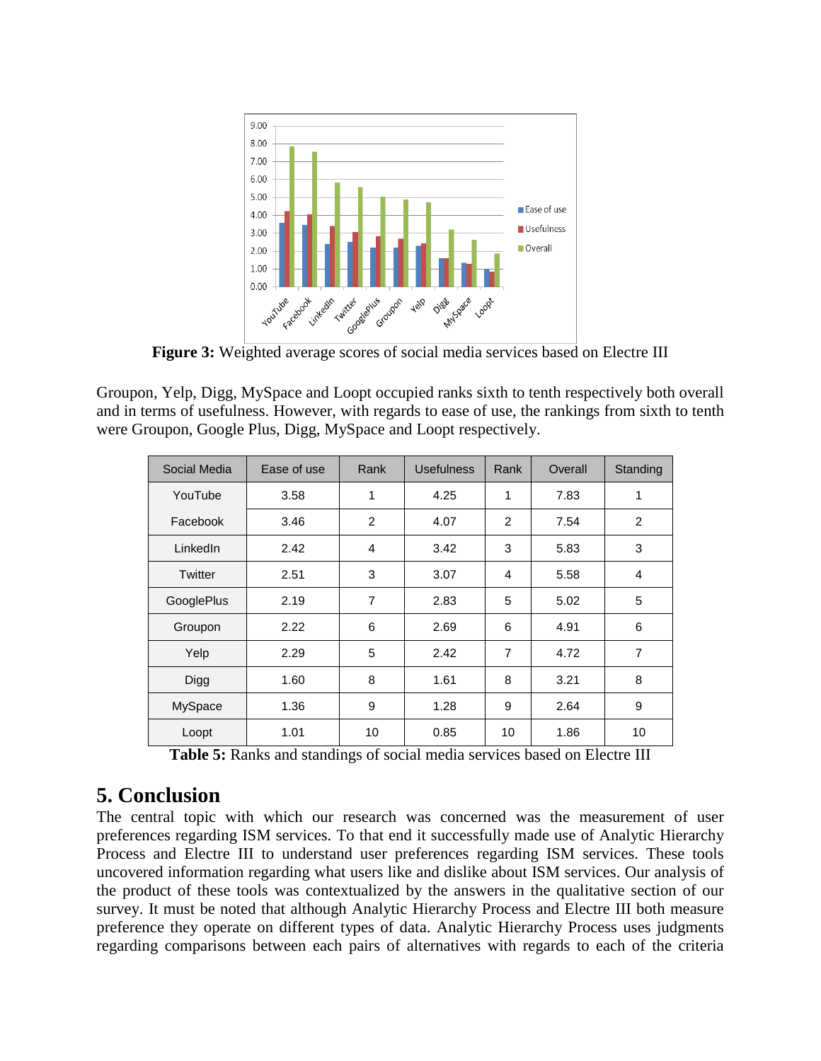**Figure 3:** Weighted average scores of social media services based on Electre III

Groupon, Yelp, Digg, MySpace and Loopt occupied ranks sixth to tenth respectively both overall and in terms of usefulness. However, with regards to ease of use, the rankings from sixth to tenth were Groupon, Google Plus, Digg, MySpace and Loopt respectively.

| Social Media | Ease of use | Rank | Usefulness | Rank | Overall | Standing |
|---|---|---|---|---|---|---|
| YouTube | 3.58 | 1 | 4.25 | 1 | 7.83 | 1 |
| Facebook | 3.46 | 2 | 4.07 | 2 | 7.54 | 2 |
| LinkedIn | 2.42 | 4 | 3.42 | 3 | 5.83 | 3 |
| Twitter | 2.51 | 3 | 3.07 | 4 | 5.58 | 4 |
| GooglePlus | 2.19 | 7 | 2.83 | 5 | 5.02 | 5 |
| Groupon | 2.22 | 6 | 2.69 | 6 | 4.91 | 6 |
| Yelp | 2.29 | 5 | 2.42 | 7 | 4.72 | 7 |
| Digg | 1.60 | 8 | 1.61 | 8 | 3.21 | 8 |
| MySpace | 1.36 | 9 | 1.28 | 9 | 2.64 | 9 |
| Loopt | 1.01 | 10 | 0.85 | 10 | 1.86 | 10 |

**Table 5:** Ranks and standings of social media services based on Electre III

## 5. Conclusion

The central topic with which our research was concerned was the measurement of user preferences regarding ISM services. To that end it successfully made use of Analytic Hierarchy Process and Electre III to understand user preferences regarding ISM services. These tools uncovered information regarding what users like and dislike about ISM services. Our analysis of the product of these tools was contextualized by the answers in the qualitative section of our survey. It must be noted that although Analytic Hierarchy Process and Electre III both measure preference they operate on different types of data. Analytic Hierarchy Process uses judgments regarding comparisons between each pairs of alternatives with regards to each of the criteria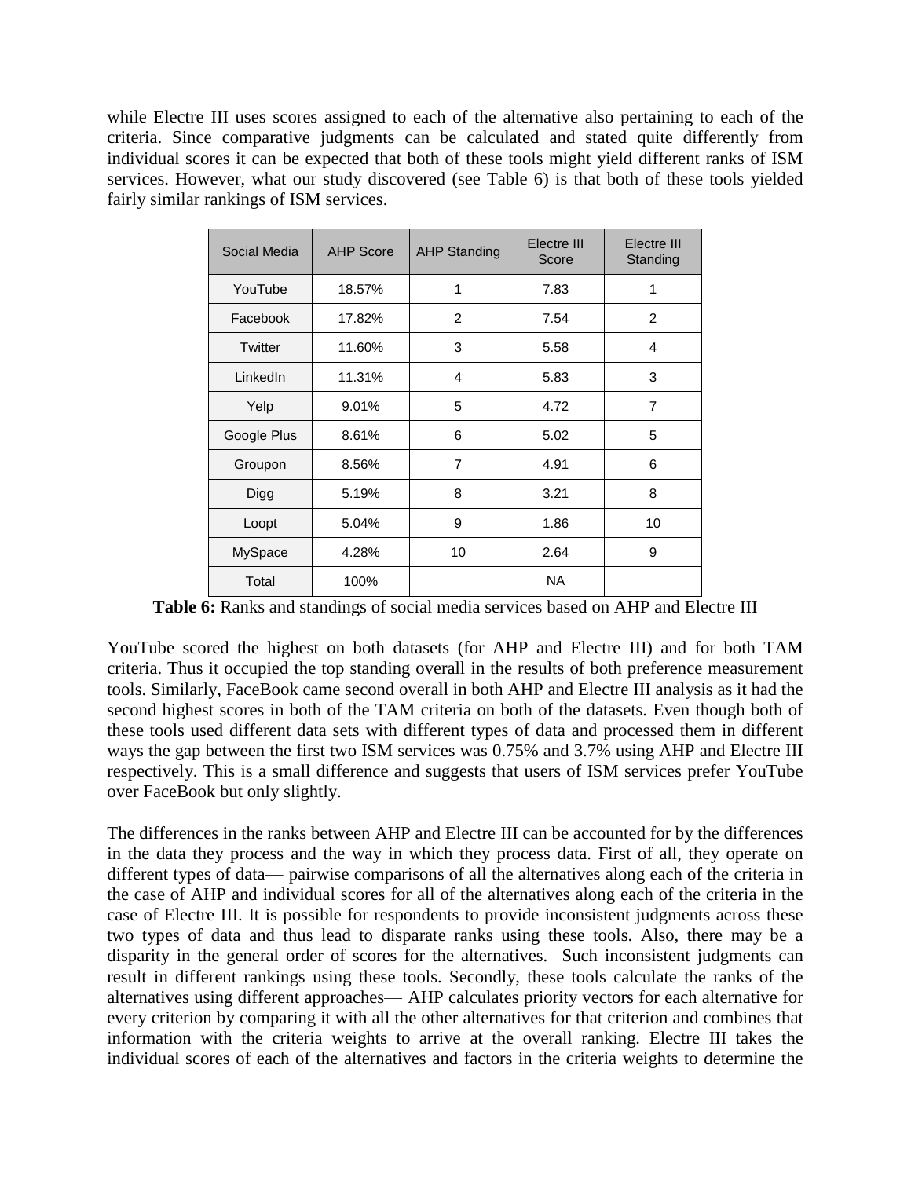while Electre III uses scores assigned to each of the alternative also pertaining to each of the criteria. Since comparative judgments can be calculated and stated quite differently from individual scores it can be expected that both of these tools might yield different ranks of ISM services. However, what our study discovered (see Table 6) is that both of these tools yielded fairly similar rankings of ISM services.

| Social Media | AHP Score | AHP Standing | Electre III Score | Electre III Standing |
|---|---|---|---|---|
| YouTube | 18.57% | 1 | 7.83 | 1 |
| Facebook | 17.82% | 2 | 7.54 | 2 |
| Twitter | 11.60% | 3 | 5.58 | 4 |
| LinkedIn | 11.31% | 4 | 5.83 | 3 |
| Yelp | 9.01% | 5 | 4.72 | 7 |
| Google Plus | 8.61% | 6 | 5.02 | 5 |
| Groupon | 8.56% | 7 | 4.91 | 6 |
| Digg | 5.19% | 8 | 3.21 | 8 |
| Loopt | 5.04% | 9 | 1.86 | 10 |
| MySpace | 4.28% | 10 | 2.64 | 9 |
| Total | 100% | | NA | |

**Table 6:** Ranks and standings of social media services based on AHP and Electre III

YouTube scored the highest on both datasets (for AHP and Electre III) and for both TAM criteria. Thus it occupied the top standing overall in the results of both preference measurement tools. Similarly, FaceBook came second overall in both AHP and Electre III analysis as it had the second highest scores in both of the TAM criteria on both of the datasets. Even though both of these tools used different data sets with different types of data and processed them in different ways the gap between the first two ISM services was 0.75% and 3.7% using AHP and Electre III respectively. This is a small difference and suggests that users of ISM services prefer YouTube over FaceBook but only slightly.

The differences in the ranks between AHP and Electre III can be accounted for by the differences in the data they process and the way in which they process data. First of all, they operate on different types of data— pairwise comparisons of all the alternatives along each of the criteria in the case of AHP and individual scores for all of the alternatives along each of the criteria in the case of Electre III. It is possible for respondents to provide inconsistent judgments across these two types of data and thus lead to disparate ranks using these tools. Also, there may be a disparity in the general order of scores for the alternatives. Such inconsistent judgments can result in different rankings using these tools. Secondly, these tools calculate the ranks of the alternatives using different approaches— AHP calculates priority vectors for each alternative for every criterion by comparing it with all the other alternatives for that criterion and combines that information with the criteria weights to arrive at the overall ranking. Electre III takes the individual scores of each of the alternatives and factors in the criteria weights to determine the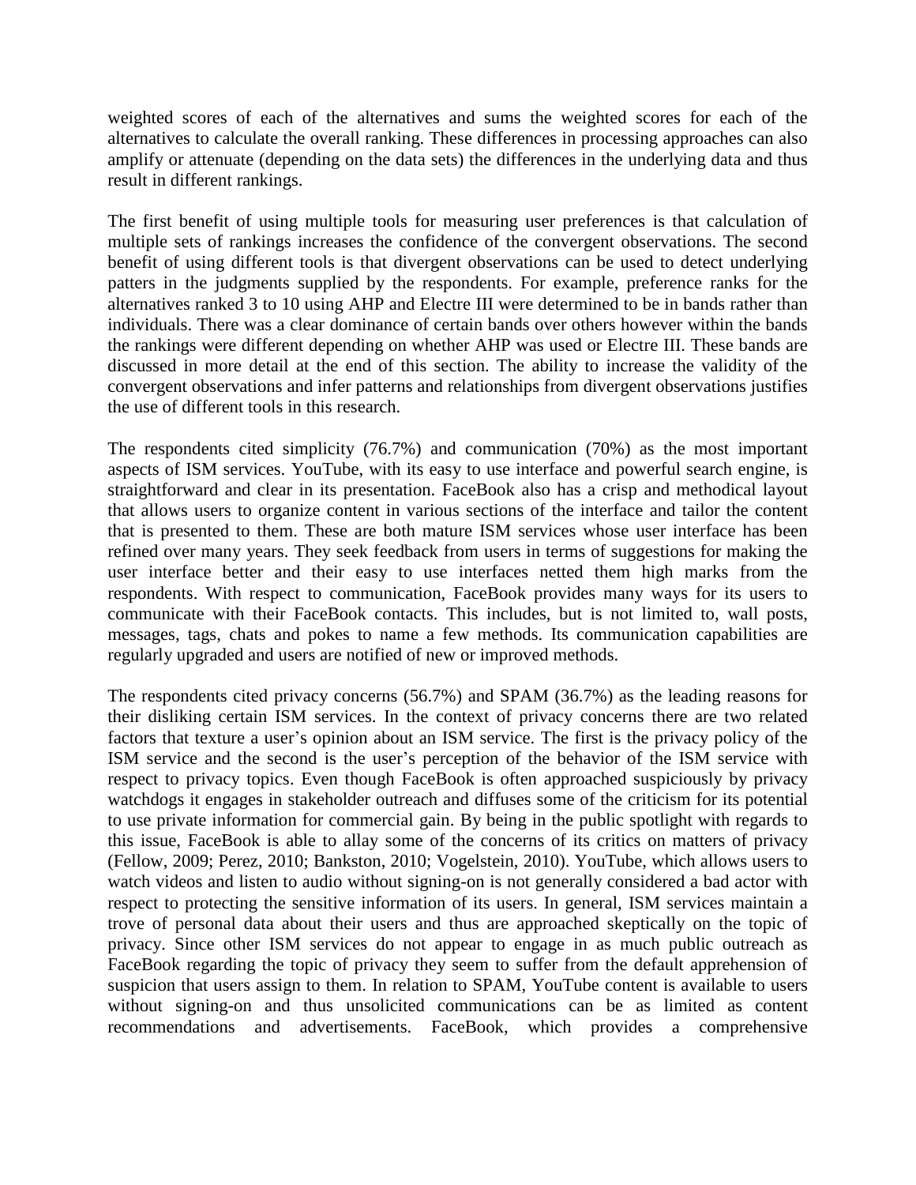weighted scores of each of the alternatives and sums the weighted scores for each of the alternatives to calculate the overall ranking. These differences in processing approaches can also amplify or attenuate (depending on the data sets) the differences in the underlying data and thus result in different rankings.

The first benefit of using multiple tools for measuring user preferences is that calculation of multiple sets of rankings increases the confidence of the convergent observations. The second benefit of using different tools is that divergent observations can be used to detect underlying patters in the judgments supplied by the respondents. For example, preference ranks for the alternatives ranked 3 to 10 using AHP and Electre III were determined to be in bands rather than individuals. There was a clear dominance of certain bands over others however within the bands the rankings were different depending on whether AHP was used or Electre III. These bands are discussed in more detail at the end of this section. The ability to increase the validity of the convergent observations and infer patterns and relationships from divergent observations justifies the use of different tools in this research.

The respondents cited simplicity (76.7%) and communication (70%) as the most important aspects of ISM services. YouTube, with its easy to use interface and powerful search engine, is straightforward and clear in its presentation. FaceBook also has a crisp and methodical layout that allows users to organize content in various sections of the interface and tailor the content that is presented to them. These are both mature ISM services whose user interface has been refined over many years. They seek feedback from users in terms of suggestions for making the user interface better and their easy to use interfaces netted them high marks from the respondents. With respect to communication, FaceBook provides many ways for its users to communicate with their FaceBook contacts. This includes, but is not limited to, wall posts, messages, tags, chats and pokes to name a few methods. Its communication capabilities are regularly upgraded and users are notified of new or improved methods.

The respondents cited privacy concerns (56.7%) and SPAM (36.7%) as the leading reasons for their disliking certain ISM services. In the context of privacy concerns there are two related factors that texture a user's opinion about an ISM service. The first is the privacy policy of the ISM service and the second is the user's perception of the behavior of the ISM service with respect to privacy topics. Even though FaceBook is often approached suspiciously by privacy watchdogs it engages in stakeholder outreach and diffuses some of the criticism for its potential to use private information for commercial gain. By being in the public spotlight with regards to this issue, FaceBook is able to allay some of the concerns of its critics on matters of privacy (Fellow, 2009; Perez, 2010; Bankston, 2010; Vogelstein, 2010). YouTube, which allows users to watch videos and listen to audio without signing-on is not generally considered a bad actor with respect to protecting the sensitive information of its users. In general, ISM services maintain a trove of personal data about their users and thus are approached skeptically on the topic of privacy. Since other ISM services do not appear to engage in as much public outreach as FaceBook regarding the topic of privacy they seem to suffer from the default apprehension of suspicion that users assign to them. In relation to SPAM, YouTube content is available to users without signing-on and thus unsolicited communications can be as limited as content recommendations and advertisements. FaceBook, which provides a comprehensive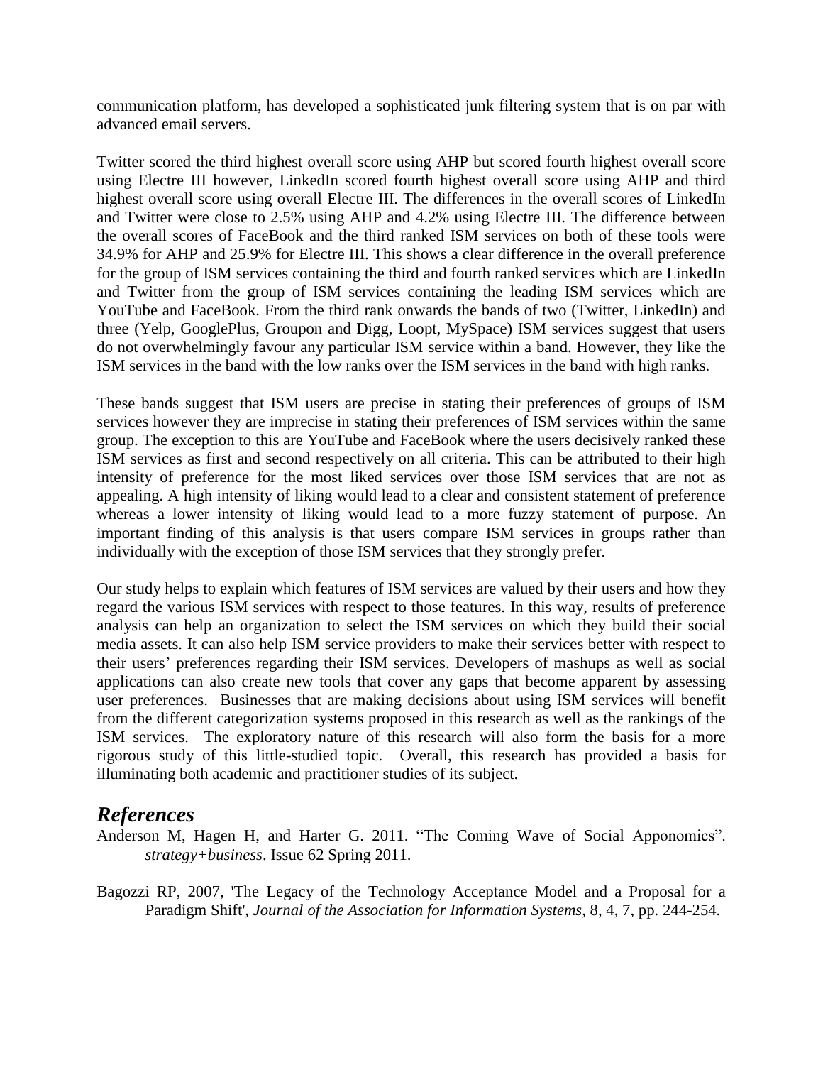communication platform, has developed a sophisticated junk filtering system that is on par with advanced email servers.

Twitter scored the third highest overall score using AHP but scored fourth highest overall score using Electre III however, LinkedIn scored fourth highest overall score using AHP and third highest overall score using overall Electre III. The differences in the overall scores of LinkedIn and Twitter were close to 2.5% using AHP and 4.2% using Electre III. The difference between the overall scores of FaceBook and the third ranked ISM services on both of these tools were 34.9% for AHP and 25.9% for Electre III. This shows a clear difference in the overall preference for the group of ISM services containing the third and fourth ranked services which are LinkedIn and Twitter from the group of ISM services containing the leading ISM services which are YouTube and FaceBook. From the third rank onwards the bands of two (Twitter, LinkedIn) and three (Yelp, GooglePlus, Groupon and Digg, Loopt, MySpace) ISM services suggest that users do not overwhelmingly favour any particular ISM service within a band. However, they like the ISM services in the band with the low ranks over the ISM services in the band with high ranks.

These bands suggest that ISM users are precise in stating their preferences of groups of ISM services however they are imprecise in stating their preferences of ISM services within the same group. The exception to this are YouTube and FaceBook where the users decisively ranked these ISM services as first and second respectively on all criteria. This can be attributed to their high intensity of preference for the most liked services over those ISM services that are not as appealing. A high intensity of liking would lead to a clear and consistent statement of preference whereas a lower intensity of liking would lead to a more fuzzy statement of purpose. An important finding of this analysis is that users compare ISM services in groups rather than individually with the exception of those ISM services that they strongly prefer.

Our study helps to explain which features of ISM services are valued by their users and how they regard the various ISM services with respect to those features. In this way, results of preference analysis can help an organization to select the ISM services on which they build their social media assets. It can also help ISM service providers to make their services better with respect to their users' preferences regarding their ISM services. Developers of mashups as well as social applications can also create new tools that cover any gaps that become apparent by assessing user preferences. Businesses that are making decisions about using ISM services will benefit from the different categorization systems proposed in this research as well as the rankings of the ISM services. The exploratory nature of this research will also form the basis for a more rigorous study of this little-studied topic. Overall, this research has provided a basis for illuminating both academic and practitioner studies of its subject.

## *References*

Anderson M, Hagen H, and Harter G. 2011. "The Coming Wave of Social Apponomics". *strategy+business*. Issue 62 Spring 2011.

Bagozzi RP, 2007, 'The Legacy of the Technology Acceptance Model and a Proposal for a Paradigm Shift', *Journal of the Association for Information Systems*, 8, 4, 7, pp. 244-254.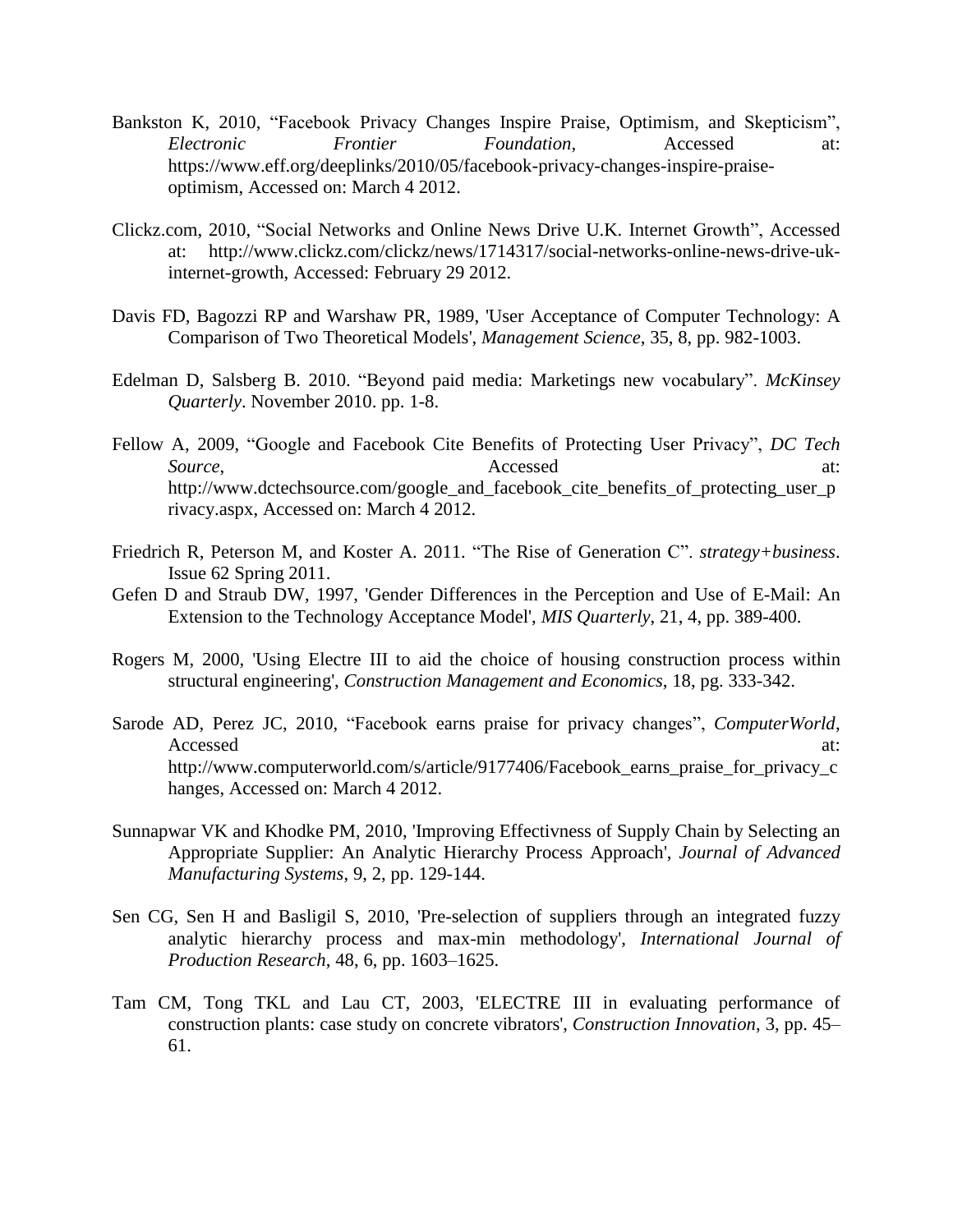Bankston K, 2010, "Facebook Privacy Changes Inspire Praise, Optimism, and Skepticism", *Electronic Frontier Foundation*, Accessed at: https://www.eff.org/deeplinks/2010/05/facebook-privacy-changes-inspire-praise-optimism, Accessed on: March 4 2012.

Clickz.com, 2010, "Social Networks and Online News Drive U.K. Internet Growth", Accessed at: http://www.clickz.com/clickz/news/1714317/social-networks-online-news-drive-uk-internet-growth, Accessed: February 29 2012.

Davis FD, Bagozzi RP and Warshaw PR, 1989, 'User Acceptance of Computer Technology: A Comparison of Two Theoretical Models', *Management Science*, 35, 8, pp. 982-1003.

Edelman D, Salsberg B. 2010. "Beyond paid media: Marketings new vocabulary". *McKinsey Quarterly*. November 2010. pp. 1-8.

Fellow A, 2009, "Google and Facebook Cite Benefits of Protecting User Privacy", *DC Tech Source*, Accessed at: http://www.dctechsource.com/google_and_facebook_cite_benefits_of_protecting_user_privacy.aspx, Accessed on: March 4 2012.

Friedrich R, Peterson M, and Koster A. 2011. "The Rise of Generation C". *strategy+business*. Issue 62 Spring 2011.

Gefen D and Straub DW, 1997, 'Gender Differences in the Perception and Use of E-Mail: An Extension to the Technology Acceptance Model', *MIS Quarterly*, 21, 4, pp. 389-400.

Rogers M, 2000, 'Using Electre III to aid the choice of housing construction process within structural engineering', *Construction Management and Economics*, 18, pg. 333-342.

Sarode AD, Perez JC, 2010, "Facebook earns praise for privacy changes", *ComputerWorld*, Accessed at: http://www.computerworld.com/s/article/9177406/Facebook_earns_praise_for_privacy_changes, Accessed on: March 4 2012.

Sunnapwar VK and Khodke PM, 2010, 'Improving Effectivness of Supply Chain by Selecting an Appropriate Supplier: An Analytic Hierarchy Process Approach', *Journal of Advanced Manufacturing Systems*, 9, 2, pp. 129-144.

Sen CG, Sen H and Basligil S, 2010, 'Pre-selection of suppliers through an integrated fuzzy analytic hierarchy process and max-min methodology', *International Journal of Production Research*, 48, 6, pp. 1603–1625.

Tam CM, Tong TKL and Lau CT, 2003, 'ELECTRE III in evaluating performance of construction plants: case study on concrete vibrators', *Construction Innovation*, 3, pp. 45–61.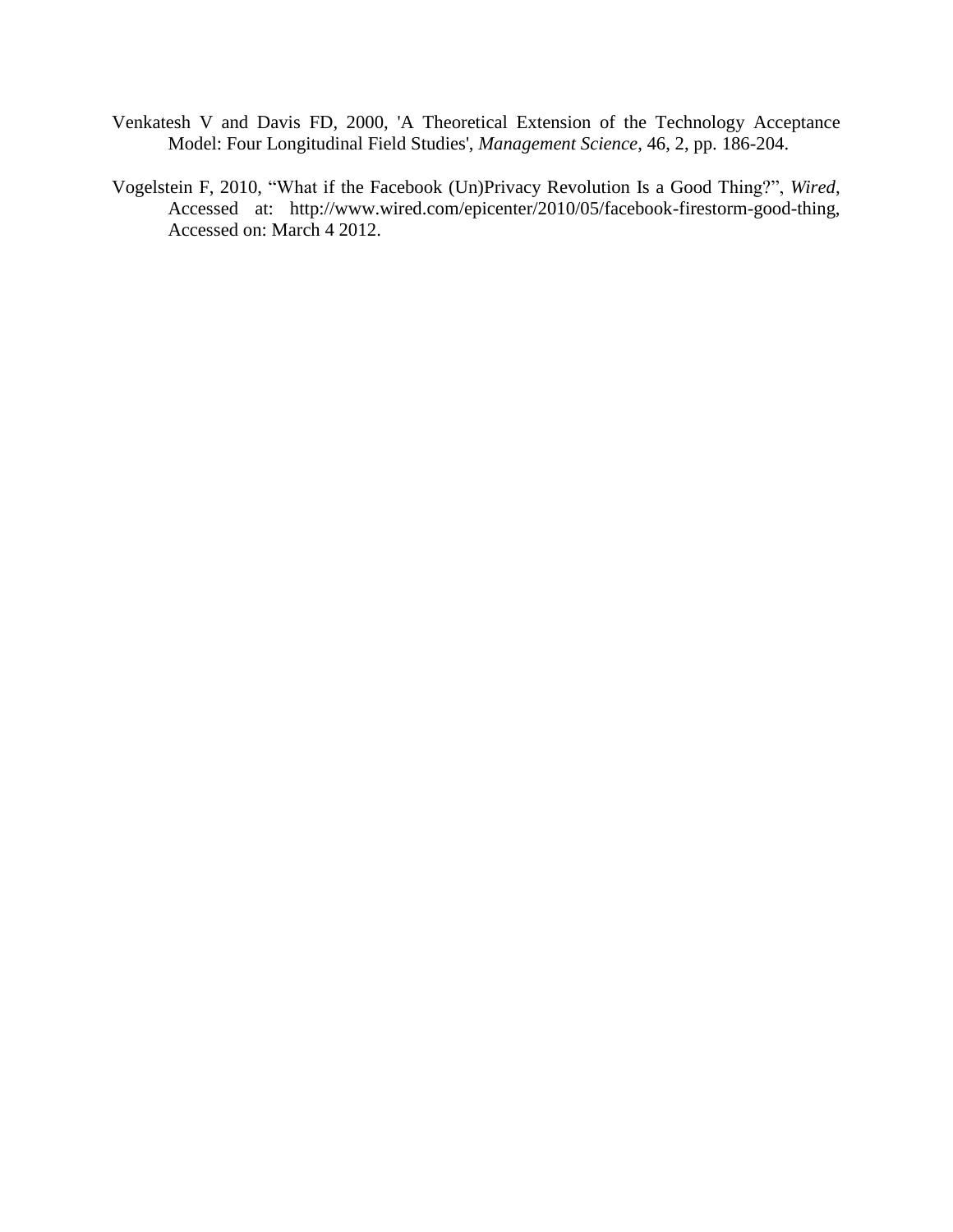Venkatesh V and Davis FD, 2000, 'A Theoretical Extension of the Technology Acceptance Model: Four Longitudinal Field Studies', *Management Science*, 46, 2, pp. 186-204.

Vogelstein F, 2010, "What if the Facebook (Un)Privacy Revolution Is a Good Thing?", *Wired*, Accessed at: http://www.wired.com/epicenter/2010/05/facebook-firestorm-good-thing, Accessed on: March 4 2012.